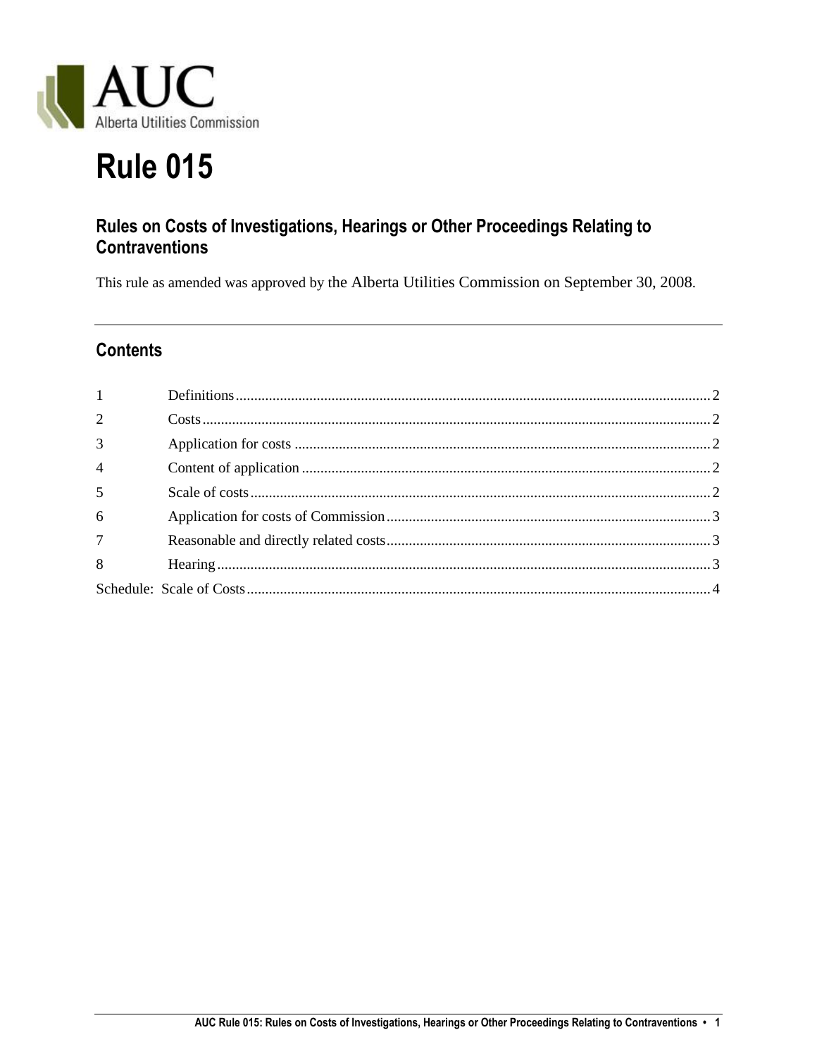AUC
Alberta Utilities Commission

# Rule 015

## Rules on Costs of Investigations, Hearings or Other Proceedings Relating to Contraventions

This rule as amended was approved by the Alberta Utilities Commission on September 30, 2008.

## Contents

| | | |
|---|---|---|
| 1 | Definitions | 2 |
| 2 | Costs | 2 |
| 3 | Application for costs | 2 |
| 4 | Content of application | 2 |
| 5 | Scale of costs | 2 |
| 6 | Application for costs of Commission | 3 |
| 7 | Reasonable and directly related costs | 3 |
| 8 | Hearing | 3 |
| Schedule: Scale of Costs | | 4 |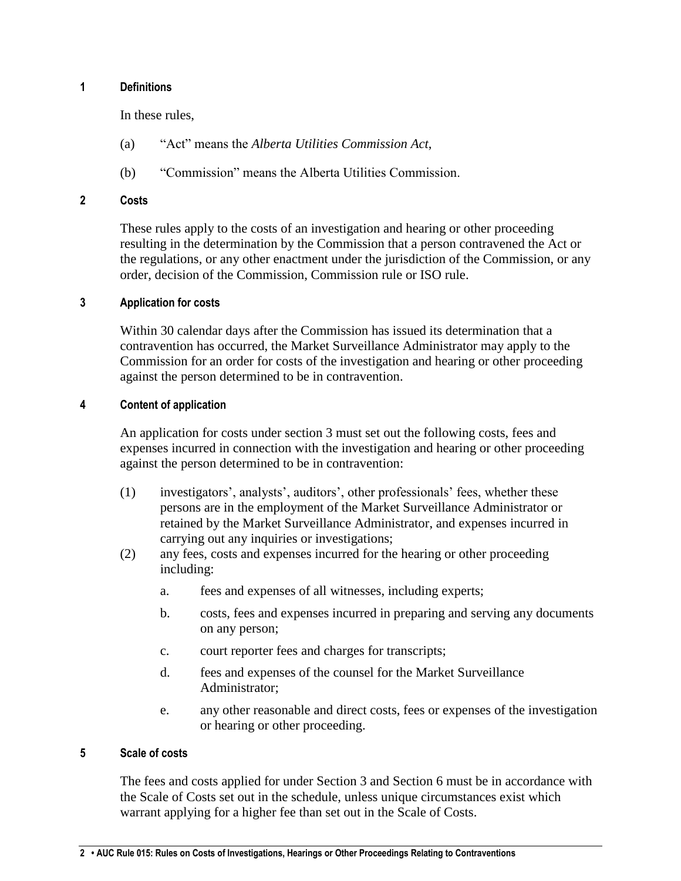### 1 Definitions

In these rules,

(a) "Act" means the *Alberta Utilities Commission Act*,

(b) "Commission" means the Alberta Utilities Commission.

### 2 Costs

These rules apply to the costs of an investigation and hearing or other proceeding resulting in the determination by the Commission that a person contravened the Act or the regulations, or any other enactment under the jurisdiction of the Commission, or any order, decision of the Commission, Commission rule or ISO rule.

### 3 Application for costs

Within 30 calendar days after the Commission has issued its determination that a contravention has occurred, the Market Surveillance Administrator may apply to the Commission for an order for costs of the investigation and hearing or other proceeding against the person determined to be in contravention.

### 4 Content of application

An application for costs under section 3 must set out the following costs, fees and expenses incurred in connection with the investigation and hearing or other proceeding against the person determined to be in contravention:

(1) investigators', analysts', auditors', other professionals' fees, whether these persons are in the employment of the Market Surveillance Administrator or retained by the Market Surveillance Administrator, and expenses incurred in carrying out any inquiries or investigations;

(2) any fees, costs and expenses incurred for the hearing or other proceeding including:

- a. fees and expenses of all witnesses, including experts;
- b. costs, fees and expenses incurred in preparing and serving any documents on any person;
- c. court reporter fees and charges for transcripts;
- d. fees and expenses of the counsel for the Market Surveillance Administrator;
- e. any other reasonable and direct costs, fees or expenses of the investigation or hearing or other proceeding.

### 5 Scale of costs

The fees and costs applied for under Section 3 and Section 6 must be in accordance with the Scale of Costs set out in the schedule, unless unique circumstances exist which warrant applying for a higher fee than set out in the Scale of Costs.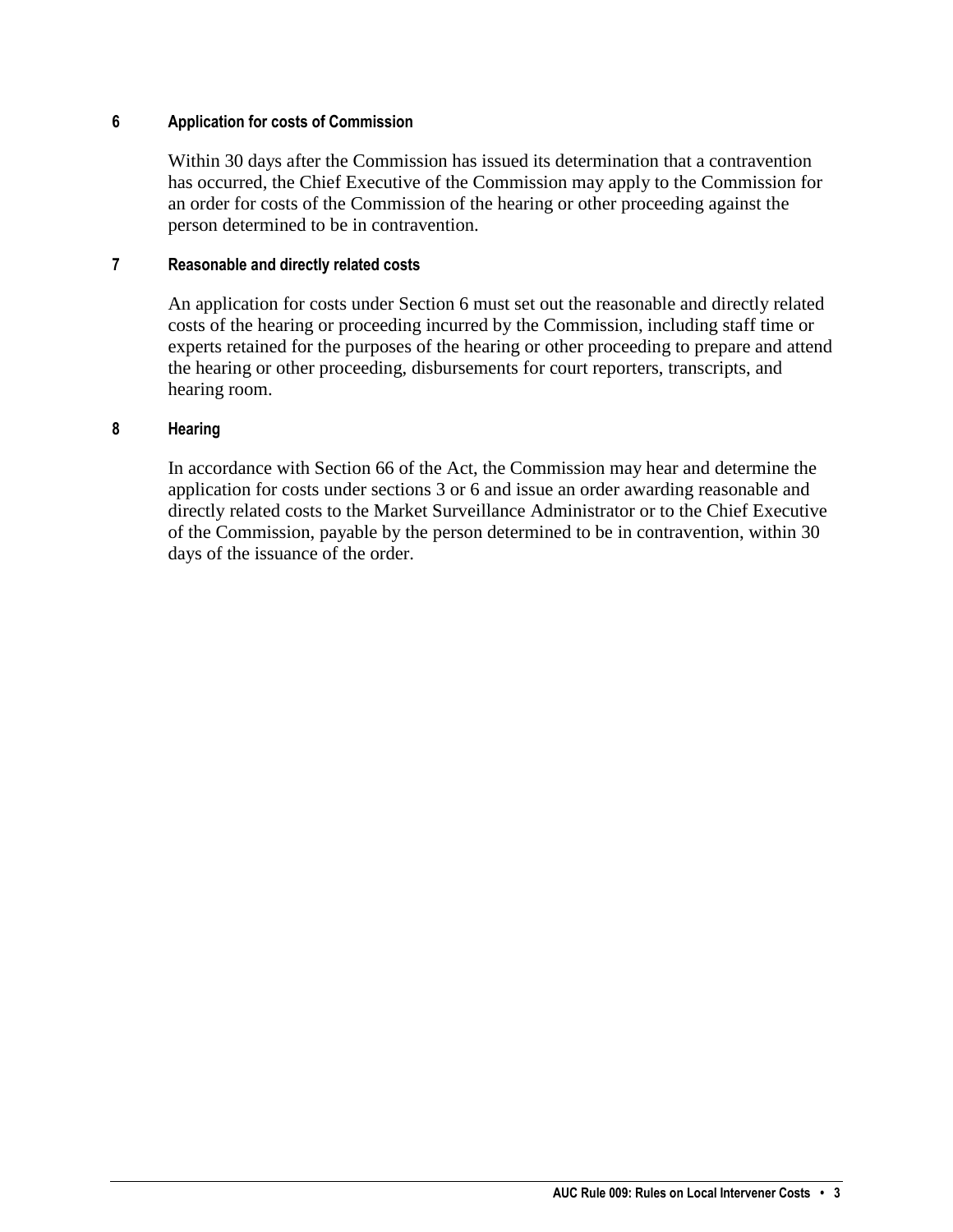### 6 Application for costs of Commission

Within 30 days after the Commission has issued its determination that a contravention has occurred, the Chief Executive of the Commission may apply to the Commission for an order for costs of the Commission of the hearing or other proceeding against the person determined to be in contravention.

### 7 Reasonable and directly related costs

An application for costs under Section 6 must set out the reasonable and directly related costs of the hearing or proceeding incurred by the Commission, including staff time or experts retained for the purposes of the hearing or other proceeding to prepare and attend the hearing or other proceeding, disbursements for court reporters, transcripts, and hearing room.

### 8 Hearing

In accordance with Section 66 of the Act, the Commission may hear and determine the application for costs under sections 3 or 6 and issue an order awarding reasonable and directly related costs to the Market Surveillance Administrator or to the Chief Executive of the Commission, payable by the person determined to be in contravention, within 30 days of the issuance of the order.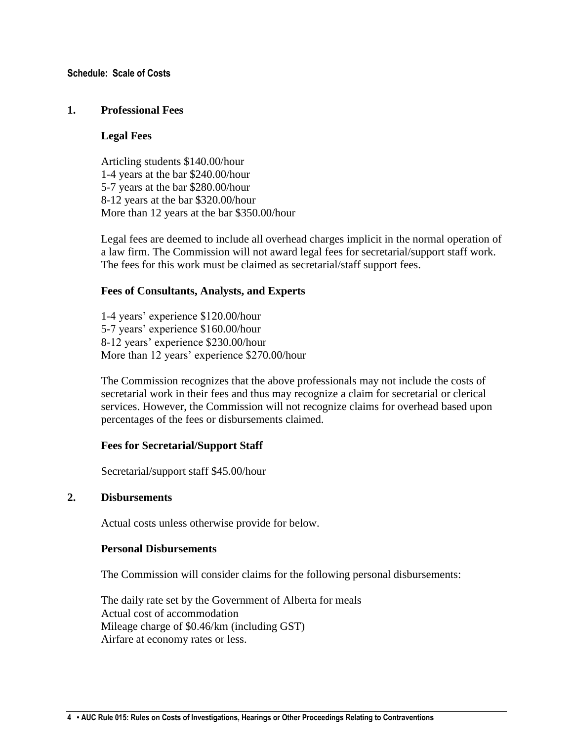**Schedule: Scale of Costs**

## 1. Professional Fees

### Legal Fees

Articling students $140.00/hour
1-4 years at the bar $240.00/hour
5-7 years at the bar $280.00/hour
8-12 years at the bar $320.00/hour
More than 12 years at the bar $350.00/hour

Legal fees are deemed to include all overhead charges implicit in the normal operation of a law firm. The Commission will not award legal fees for secretarial/support staff work. The fees for this work must be claimed as secretarial/staff support fees.

### Fees of Consultants, Analysts, and Experts

1-4 years' experience $120.00/hour
5-7 years' experience $160.00/hour
8-12 years' experience $230.00/hour
More than 12 years' experience $270.00/hour

The Commission recognizes that the above professionals may not include the costs of secretarial work in their fees and thus may recognize a claim for secretarial or clerical services. However, the Commission will not recognize claims for overhead based upon percentages of the fees or disbursements claimed.

### Fees for Secretarial/Support Staff

Secretarial/support staff $45.00/hour

## 2. Disbursements

Actual costs unless otherwise provide for below.

### Personal Disbursements

The Commission will consider claims for the following personal disbursements:

The daily rate set by the Government of Alberta for meals
Actual cost of accommodation
Mileage charge of $0.46/km (including GST)
Airfare at economy rates or less.